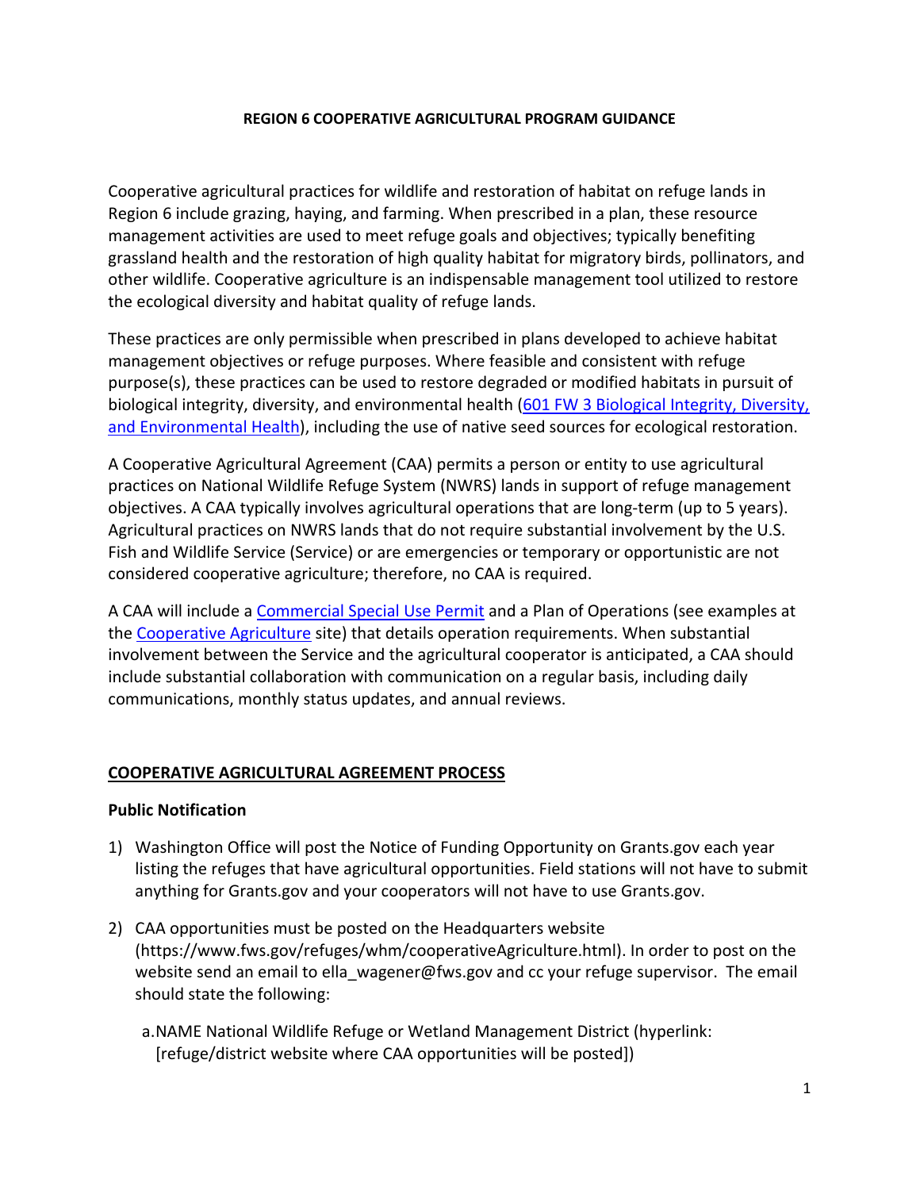# REGION 6 COOPERATIVE AGRICULTURAL PROGRAM GUIDANCE

Cooperative agricultural practices for wildlife and restoration of habitat on refuge lands in Region 6 include grazing, haying, and farming. When prescribed in a plan, these resource management activities are used to meet refuge goals and objectives; typically benefiting grassland health and the restoration of high quality habitat for migratory birds, pollinators, and other wildlife. Cooperative agriculture is an indispensable management tool utilized to restore the ecological diversity and habitat quality of refuge lands.

These practices are only permissible when prescribed in plans developed to achieve habitat management objectives or refuge purposes. Where feasible and consistent with refuge purpose(s), these practices can be used to restore degraded or modified habitats in pursuit of biological integrity, diversity, and environmental health (601 FW 3 Biological Integrity, Diversity, and Environmental Health), including the use of native seed sources for ecological restoration.

A Cooperative Agricultural Agreement (CAA) permits a person or entity to use agricultural practices on National Wildlife Refuge System (NWRS) lands in support of refuge management objectives. A CAA typically involves agricultural operations that are long-term (up to 5 years). Agricultural practices on NWRS lands that do not require substantial involvement by the U.S. Fish and Wildlife Service (Service) or are emergencies or temporary or opportunistic are not considered cooperative agriculture; therefore, no CAA is required.

A CAA will include a Commercial Special Use Permit and a Plan of Operations (see examples at the Cooperative Agriculture site) that details operation requirements. When substantial involvement between the Service and the agricultural cooperator is anticipated, a CAA should include substantial collaboration with communication on a regular basis, including daily communications, monthly status updates, and annual reviews.

## COOPERATIVE AGRICULTURAL AGREEMENT PROCESS

### Public Notification

1) Washington Office will post the Notice of Funding Opportunity on Grants.gov each year listing the refuges that have agricultural opportunities. Field stations will not have to submit anything for Grants.gov and your cooperators will not have to use Grants.gov.

2) CAA opportunities must be posted on the Headquarters website (https://www.fws.gov/refuges/whm/cooperativeAgriculture.html). In order to post on the website send an email to ella_wagener@fws.gov and cc your refuge supervisor. The email should state the following:

   a. NAME National Wildlife Refuge or Wetland Management District (hyperlink: [refuge/district website where CAA opportunities will be posted])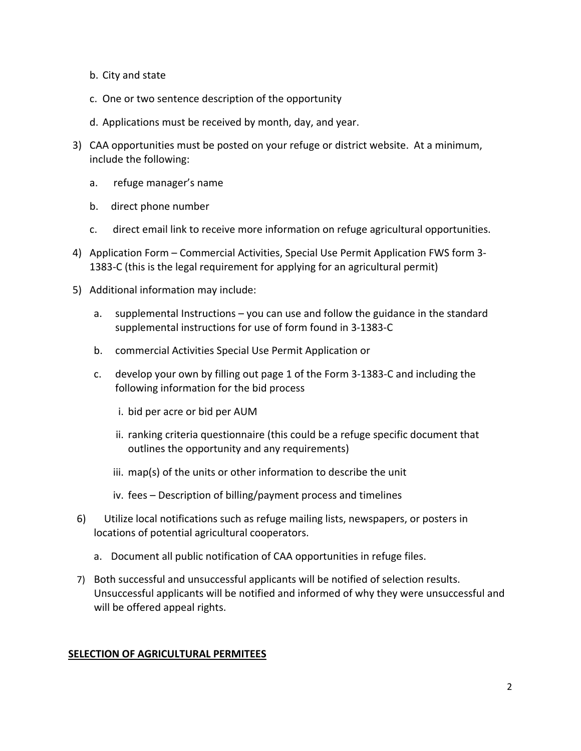b. City and state

c. One or two sentence description of the opportunity

d. Applications must be received by month, day, and year.

3) CAA opportunities must be posted on your refuge or district website. At a minimum, include the following:

   a. refuge manager's name

   b. direct phone number

   c. direct email link to receive more information on refuge agricultural opportunities.

4) Application Form – Commercial Activities, Special Use Permit Application FWS form 3-1383-C (this is the legal requirement for applying for an agricultural permit)

5) Additional information may include:

   a. supplemental Instructions – you can use and follow the guidance in the standard supplemental instructions for use of form found in 3-1383-C

   b. commercial Activities Special Use Permit Application or

   c. develop your own by filling out page 1 of the Form 3-1383-C and including the following information for the bid process

      i. bid per acre or bid per AUM

      ii. ranking criteria questionnaire (this could be a refuge specific document that outlines the opportunity and any requirements)

      iii. map(s) of the units or other information to describe the unit

      iv. fees – Description of billing/payment process and timelines

6) Utilize local notifications such as refuge mailing lists, newspapers, or posters in locations of potential agricultural cooperators.

   a. Document all public notification of CAA opportunities in refuge files.

7) Both successful and unsuccessful applicants will be notified of selection results. Unsuccessful applicants will be notified and informed of why they were unsuccessful and will be offered appeal rights.

## SELECTION OF AGRICULTURAL PERMITEES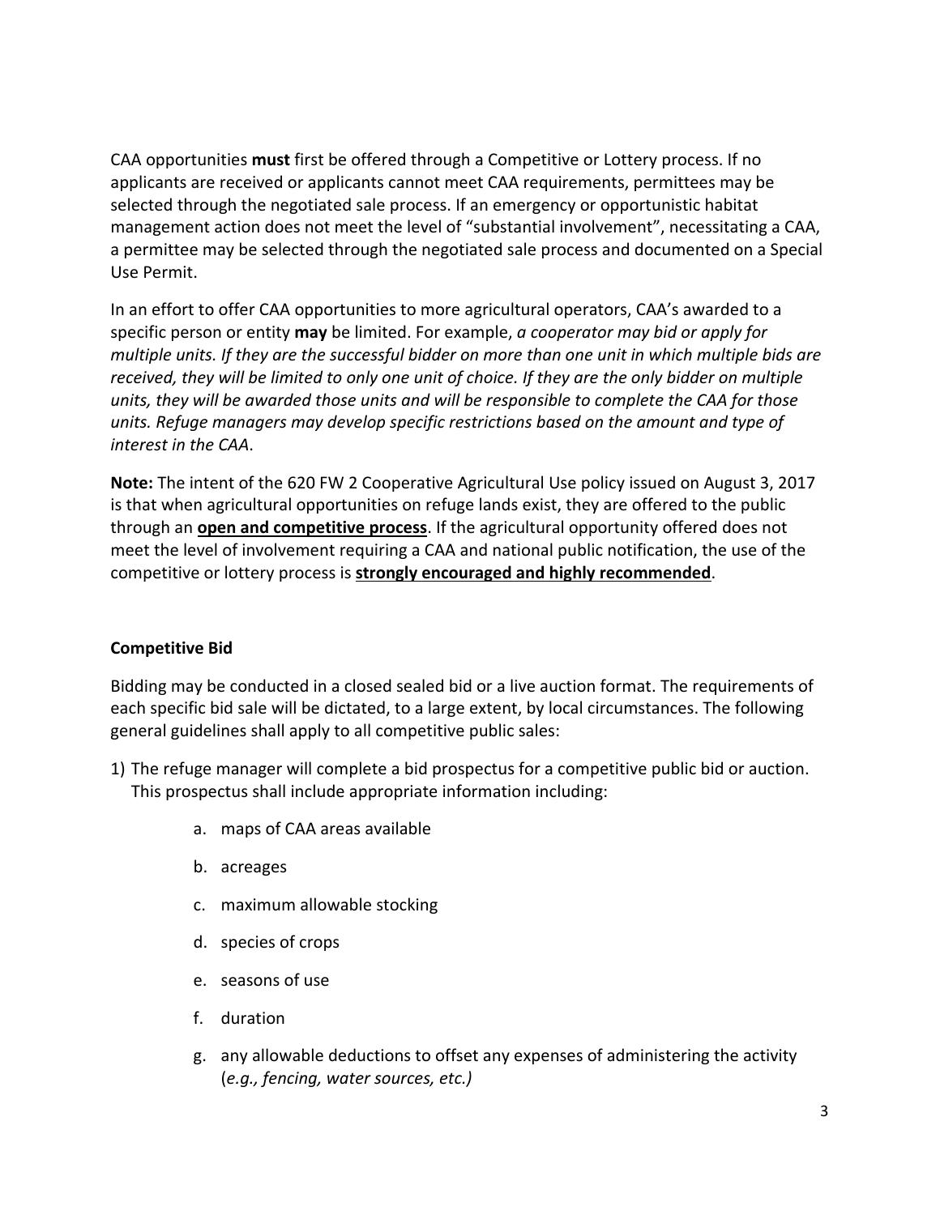CAA opportunities **must** first be offered through a Competitive or Lottery process. If no applicants are received or applicants cannot meet CAA requirements, permittees may be selected through the negotiated sale process. If an emergency or opportunistic habitat management action does not meet the level of "substantial involvement", necessitating a CAA, a permittee may be selected through the negotiated sale process and documented on a Special Use Permit.

In an effort to offer CAA opportunities to more agricultural operators, CAA's awarded to a specific person or entity **may** be limited. For example, *a cooperator may bid or apply for multiple units. If they are the successful bidder on more than one unit in which multiple bids are received, they will be limited to only one unit of choice. If they are the only bidder on multiple units, they will be awarded those units and will be responsible to complete the CAA for those units. Refuge managers may develop specific restrictions based on the amount and type of interest in the CAA*.

**Note:** The intent of the 620 FW 2 Cooperative Agricultural Use policy issued on August 3, 2017 is that when agricultural opportunities on refuge lands exist, they are offered to the public through an <u>**open and competitive process**</u>. If the agricultural opportunity offered does not meet the level of involvement requiring a CAA and national public notification, the use of the competitive or lottery process is <u>**strongly encouraged and highly recommended**</u>.

### Competitive Bid

Bidding may be conducted in a closed sealed bid or a live auction format. The requirements of each specific bid sale will be dictated, to a large extent, by local circumstances. The following general guidelines shall apply to all competitive public sales:

1) The refuge manager will complete a bid prospectus for a competitive public bid or auction. This prospectus shall include appropriate information including:
    a. maps of CAA areas available
    b. acreages
    c. maximum allowable stocking
    d. species of crops
    e. seasons of use
    f. duration
    g. any allowable deductions to offset any expenses of administering the activity (*e.g., fencing, water sources, etc.)*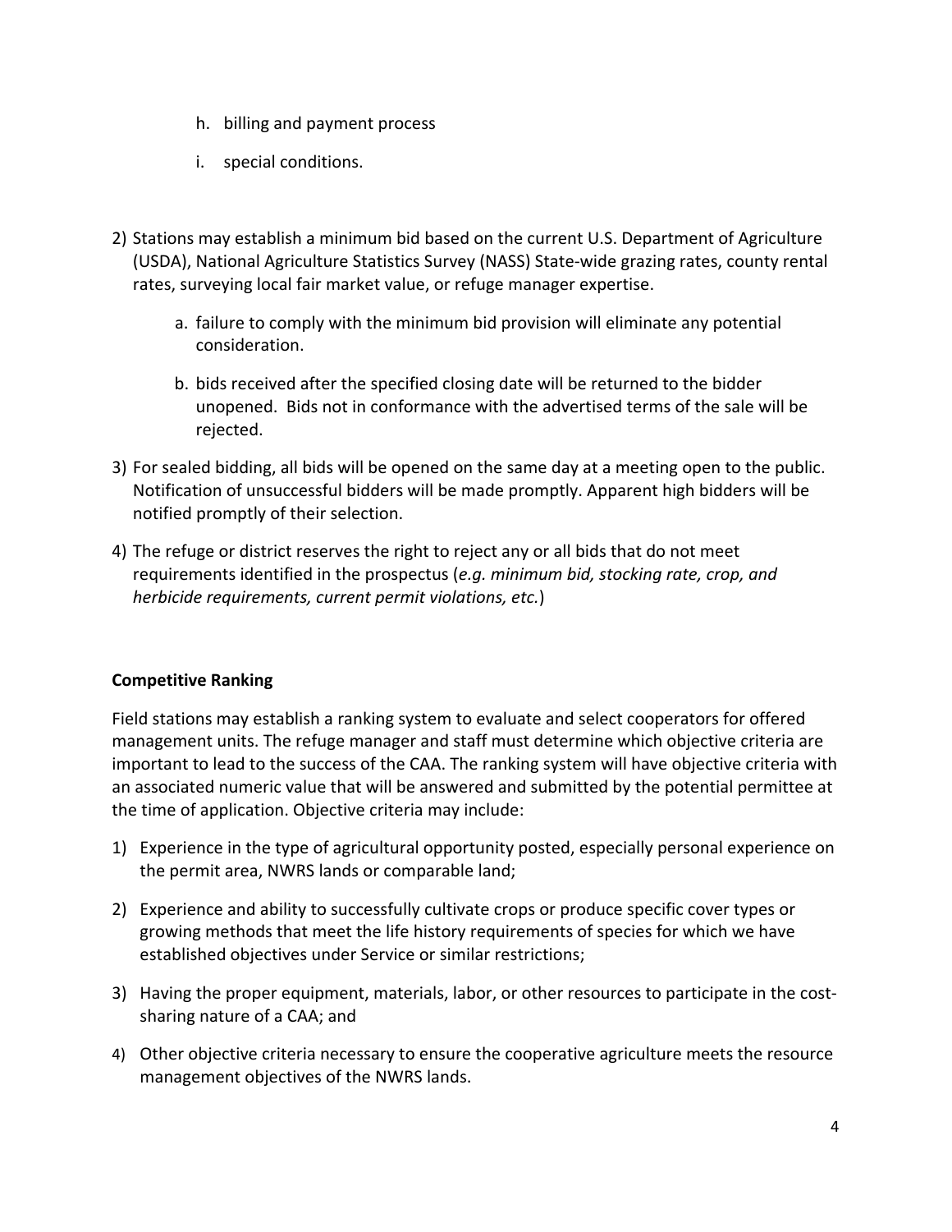h. billing and payment process

   i. special conditions.

2) Stations may establish a minimum bid based on the current U.S. Department of Agriculture (USDA), National Agriculture Statistics Survey (NASS) State-wide grazing rates, county rental rates, surveying local fair market value, or refuge manager expertise.

   a. failure to comply with the minimum bid provision will eliminate any potential consideration.

   b. bids received after the specified closing date will be returned to the bidder unopened. Bids not in conformance with the advertised terms of the sale will be rejected.

3) For sealed bidding, all bids will be opened on the same day at a meeting open to the public. Notification of unsuccessful bidders will be made promptly. Apparent high bidders will be notified promptly of their selection.

4) The refuge or district reserves the right to reject any or all bids that do not meet requirements identified in the prospectus (*e.g. minimum bid, stocking rate, crop, and herbicide requirements, current permit violations, etc.*)

**Competitive Ranking**

Field stations may establish a ranking system to evaluate and select cooperators for offered management units. The refuge manager and staff must determine which objective criteria are important to lead to the success of the CAA. The ranking system will have objective criteria with an associated numeric value that will be answered and submitted by the potential permittee at the time of application. Objective criteria may include:

1) Experience in the type of agricultural opportunity posted, especially personal experience on the permit area, NWRS lands or comparable land;

2) Experience and ability to successfully cultivate crops or produce specific cover types or growing methods that meet the life history requirements of species for which we have established objectives under Service or similar restrictions;

3) Having the proper equipment, materials, labor, or other resources to participate in the cost-sharing nature of a CAA; and

4) Other objective criteria necessary to ensure the cooperative agriculture meets the resource management objectives of the NWRS lands.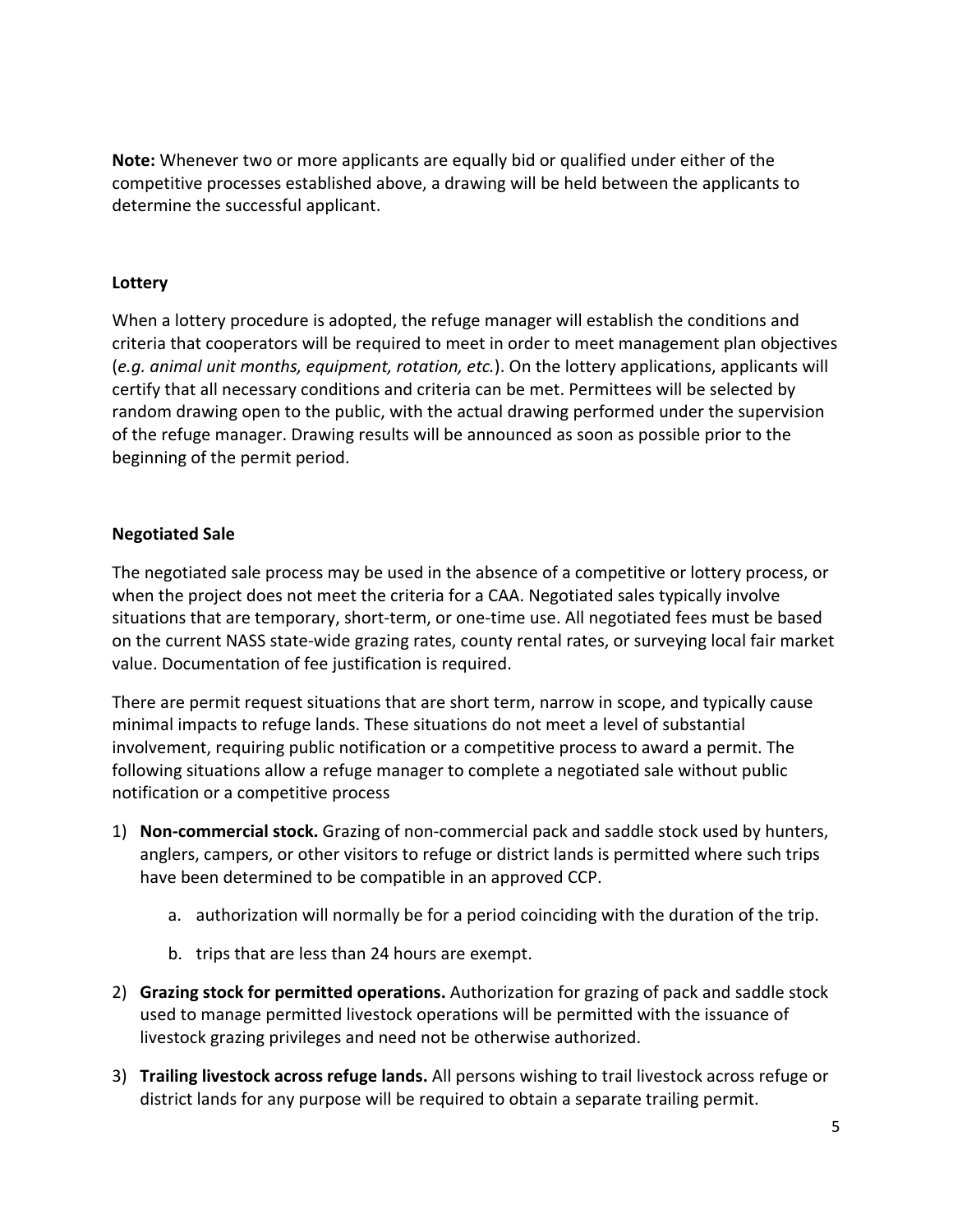**Note:** Whenever two or more applicants are equally bid or qualified under either of the competitive processes established above, a drawing will be held between the applicants to determine the successful applicant.

**Lottery**

When a lottery procedure is adopted, the refuge manager will establish the conditions and criteria that cooperators will be required to meet in order to meet management plan objectives (*e.g. animal unit months, equipment, rotation, etc.*). On the lottery applications, applicants will certify that all necessary conditions and criteria can be met. Permittees will be selected by random drawing open to the public, with the actual drawing performed under the supervision of the refuge manager. Drawing results will be announced as soon as possible prior to the beginning of the permit period.

**Negotiated Sale**

The negotiated sale process may be used in the absence of a competitive or lottery process, or when the project does not meet the criteria for a CAA. Negotiated sales typically involve situations that are temporary, short-term, or one-time use. All negotiated fees must be based on the current NASS state-wide grazing rates, county rental rates, or surveying local fair market value. Documentation of fee justification is required.

There are permit request situations that are short term, narrow in scope, and typically cause minimal impacts to refuge lands. These situations do not meet a level of substantial involvement, requiring public notification or a competitive process to award a permit. The following situations allow a refuge manager to complete a negotiated sale without public notification or a competitive process

1) **Non-commercial stock.** Grazing of non-commercial pack and saddle stock used by hunters, anglers, campers, or other visitors to refuge or district lands is permitted where such trips have been determined to be compatible in an approved CCP.
    a. authorization will normally be for a period coinciding with the duration of the trip.
    b. trips that are less than 24 hours are exempt.
2) **Grazing stock for permitted operations.** Authorization for grazing of pack and saddle stock used to manage permitted livestock operations will be permitted with the issuance of livestock grazing privileges and need not be otherwise authorized.
3) **Trailing livestock across refuge lands.** All persons wishing to trail livestock across refuge or district lands for any purpose will be required to obtain a separate trailing permit.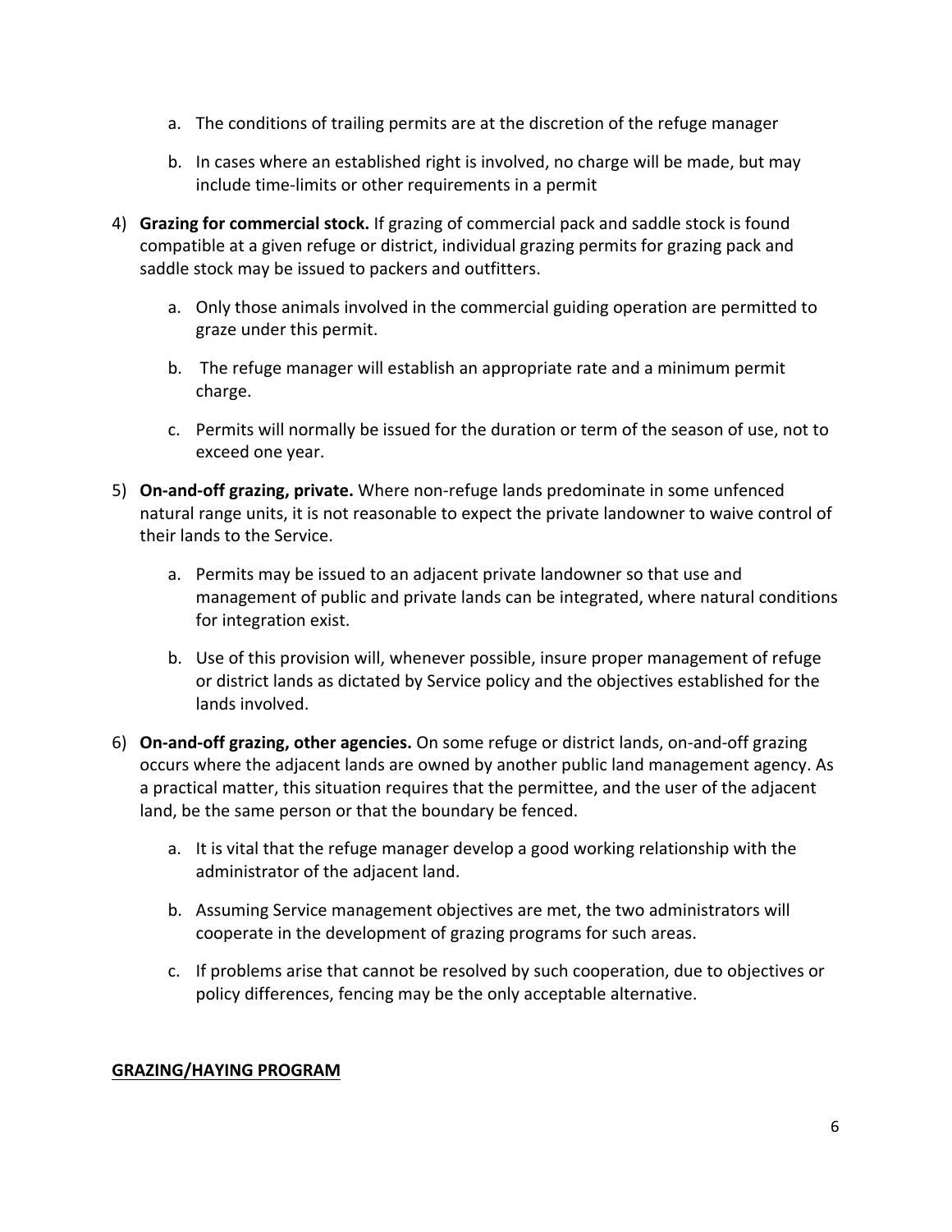a. The conditions of trailing permits are at the discretion of the refuge manager

   b. In cases where an established right is involved, no charge will be made, but may include time-limits or other requirements in a permit

4) **Grazing for commercial stock.** If grazing of commercial pack and saddle stock is found compatible at a given refuge or district, individual grazing permits for grazing pack and saddle stock may be issued to packers and outfitters.

   a. Only those animals involved in the commercial guiding operation are permitted to graze under this permit.

   b. The refuge manager will establish an appropriate rate and a minimum permit charge.

   c. Permits will normally be issued for the duration or term of the season of use, not to exceed one year.

5) **On-and-off grazing, private.** Where non-refuge lands predominate in some unfenced natural range units, it is not reasonable to expect the private landowner to waive control of their lands to the Service.

   a. Permits may be issued to an adjacent private landowner so that use and management of public and private lands can be integrated, where natural conditions for integration exist.

   b. Use of this provision will, whenever possible, insure proper management of refuge or district lands as dictated by Service policy and the objectives established for the lands involved.

6) **On-and-off grazing, other agencies.** On some refuge or district lands, on-and-off grazing occurs where the adjacent lands are owned by another public land management agency. As a practical matter, this situation requires that the permittee, and the user of the adjacent land, be the same person or that the boundary be fenced.

   a. It is vital that the refuge manager develop a good working relationship with the administrator of the adjacent land.

   b. Assuming Service management objectives are met, the two administrators will cooperate in the development of grazing programs for such areas.

   c. If problems arise that cannot be resolved by such cooperation, due to objectives or policy differences, fencing may be the only acceptable alternative.

## GRAZING/HAYING PROGRAM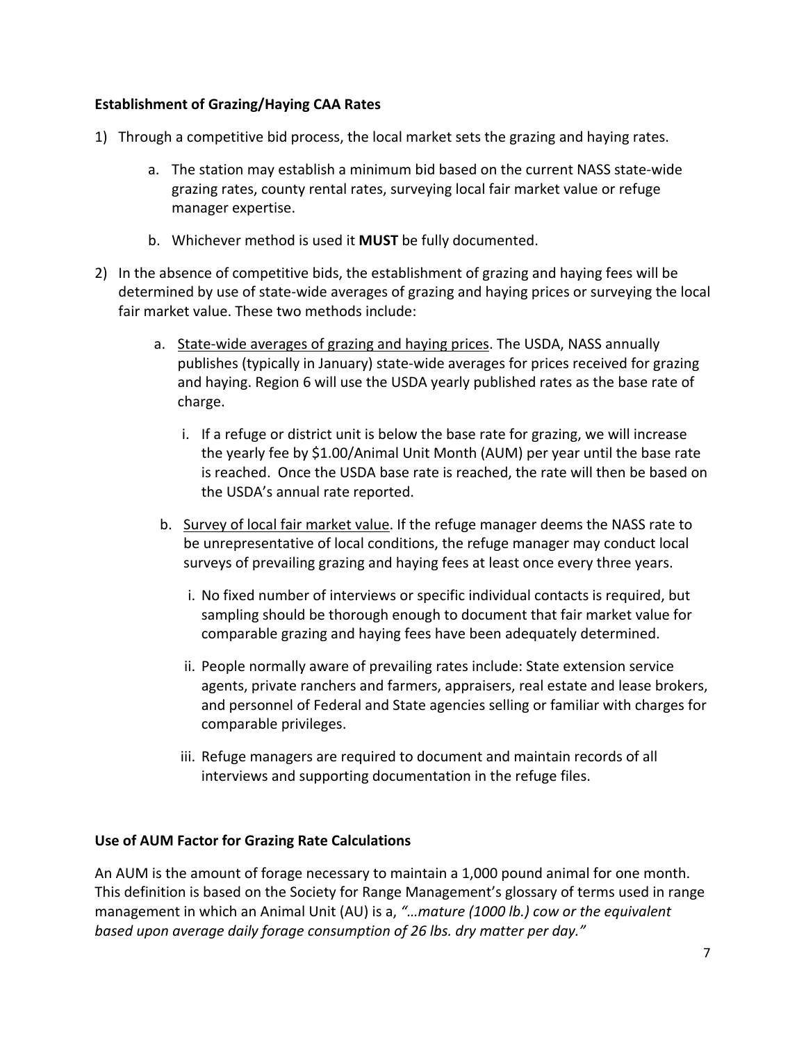### Establishment of Grazing/Haying CAA Rates

1) Through a competitive bid process, the local market sets the grazing and haying rates.

    a. The station may establish a minimum bid based on the current NASS state-wide grazing rates, county rental rates, surveying local fair market value or refuge manager expertise.

    b. Whichever method is used it **MUST** be fully documented.

2) In the absence of competitive bids, the establishment of grazing and haying fees will be determined by use of state-wide averages of grazing and haying prices or surveying the local fair market value. These two methods include:

    a. State-wide averages of grazing and haying prices. The USDA, NASS annually publishes (typically in January) state-wide averages for prices received for grazing and haying. Region 6 will use the USDA yearly published rates as the base rate of charge.

        i. If a refuge or district unit is below the base rate for grazing, we will increase the yearly fee by $1.00/Animal Unit Month (AUM) per year until the base rate is reached. Once the USDA base rate is reached, the rate will then be based on the USDA's annual rate reported.

    b. Survey of local fair market value. If the refuge manager deems the NASS rate to be unrepresentative of local conditions, the refuge manager may conduct local surveys of prevailing grazing and haying fees at least once every three years.

        i. No fixed number of interviews or specific individual contacts is required, but sampling should be thorough enough to document that fair market value for comparable grazing and haying fees have been adequately determined.

        ii. People normally aware of prevailing rates include: State extension service agents, private ranchers and farmers, appraisers, real estate and lease brokers, and personnel of Federal and State agencies selling or familiar with charges for comparable privileges.

        iii. Refuge managers are required to document and maintain records of all interviews and supporting documentation in the refuge files.

### Use of AUM Factor for Grazing Rate Calculations

An AUM is the amount of forage necessary to maintain a 1,000 pound animal for one month. This definition is based on the Society for Range Management's glossary of terms used in range management in which an Animal Unit (AU) is a, *"…mature (1000 lb.) cow or the equivalent based upon average daily forage consumption of 26 lbs. dry matter per day."*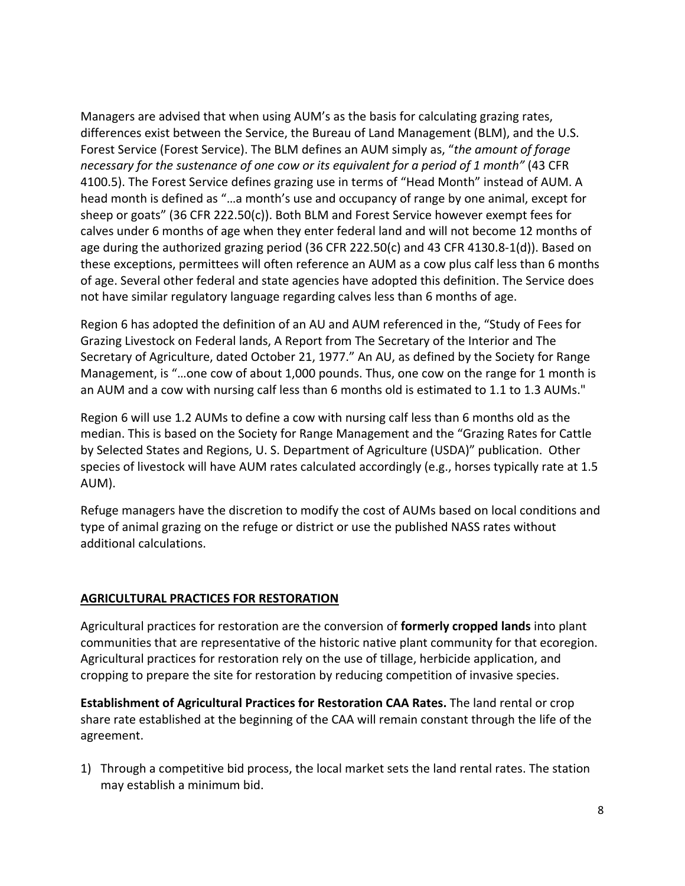Managers are advised that when using AUM's as the basis for calculating grazing rates, differences exist between the Service, the Bureau of Land Management (BLM), and the U.S. Forest Service (Forest Service). The BLM defines an AUM simply as, "*the amount of forage necessary for the sustenance of one cow or its equivalent for a period of 1 month"* (43 CFR 4100.5). The Forest Service defines grazing use in terms of "Head Month" instead of AUM. A head month is defined as "…a month's use and occupancy of range by one animal, except for sheep or goats" (36 CFR 222.50(c)). Both BLM and Forest Service however exempt fees for calves under 6 months of age when they enter federal land and will not become 12 months of age during the authorized grazing period (36 CFR 222.50(c) and 43 CFR 4130.8-1(d)). Based on these exceptions, permittees will often reference an AUM as a cow plus calf less than 6 months of age. Several other federal and state agencies have adopted this definition. The Service does not have similar regulatory language regarding calves less than 6 months of age.

Region 6 has adopted the definition of an AU and AUM referenced in the, "Study of Fees for Grazing Livestock on Federal lands, A Report from The Secretary of the Interior and The Secretary of Agriculture, dated October 21, 1977." An AU, as defined by the Society for Range Management, is "…one cow of about 1,000 pounds. Thus, one cow on the range for 1 month is an AUM and a cow with nursing calf less than 6 months old is estimated to 1.1 to 1.3 AUMs."

Region 6 will use 1.2 AUMs to define a cow with nursing calf less than 6 months old as the median. This is based on the Society for Range Management and the "Grazing Rates for Cattle by Selected States and Regions, U. S. Department of Agriculture (USDA)" publication. Other species of livestock will have AUM rates calculated accordingly (e.g., horses typically rate at 1.5 AUM).

Refuge managers have the discretion to modify the cost of AUMs based on local conditions and type of animal grazing on the refuge or district or use the published NASS rates without additional calculations.

## AGRICULTURAL PRACTICES FOR RESTORATION

Agricultural practices for restoration are the conversion of **formerly cropped lands** into plant communities that are representative of the historic native plant community for that ecoregion. Agricultural practices for restoration rely on the use of tillage, herbicide application, and cropping to prepare the site for restoration by reducing competition of invasive species.

**Establishment of Agricultural Practices for Restoration CAA Rates.** The land rental or crop share rate established at the beginning of the CAA will remain constant through the life of the agreement.

1) Through a competitive bid process, the local market sets the land rental rates. The station may establish a minimum bid.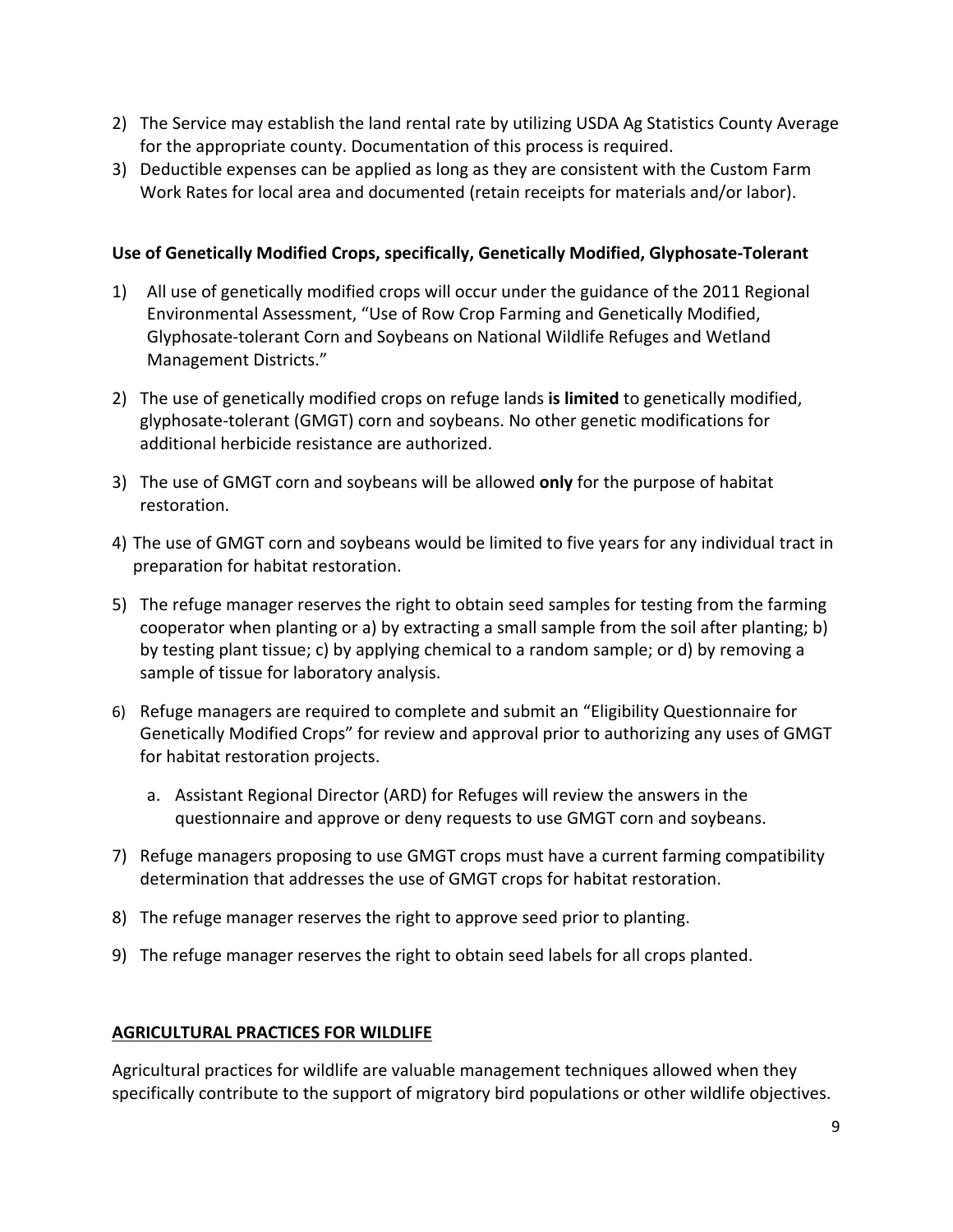2) The Service may establish the land rental rate by utilizing USDA Ag Statistics County Average for the appropriate county. Documentation of this process is required.
3) Deductible expenses can be applied as long as they are consistent with the Custom Farm Work Rates for local area and documented (retain receipts for materials and/or labor).

**Use of Genetically Modified Crops, specifically, Genetically Modified, Glyphosate-Tolerant**

1) All use of genetically modified crops will occur under the guidance of the 2011 Regional Environmental Assessment, "Use of Row Crop Farming and Genetically Modified, Glyphosate-tolerant Corn and Soybeans on National Wildlife Refuges and Wetland Management Districts."
2) The use of genetically modified crops on refuge lands **is limited** to genetically modified, glyphosate-tolerant (GMGT) corn and soybeans. No other genetic modifications for additional herbicide resistance are authorized.
3) The use of GMGT corn and soybeans will be allowed **only** for the purpose of habitat restoration.
4) The use of GMGT corn and soybeans would be limited to five years for any individual tract in preparation for habitat restoration.
5) The refuge manager reserves the right to obtain seed samples for testing from the farming cooperator when planting or a) by extracting a small sample from the soil after planting; b) by testing plant tissue; c) by applying chemical to a random sample; or d) by removing a sample of tissue for laboratory analysis.
6) Refuge managers are required to complete and submit an "Eligibility Questionnaire for Genetically Modified Crops" for review and approval prior to authorizing any uses of GMGT for habitat restoration projects.
   a. Assistant Regional Director (ARD) for Refuges will review the answers in the questionnaire and approve or deny requests to use GMGT corn and soybeans.
7) Refuge managers proposing to use GMGT crops must have a current farming compatibility determination that addresses the use of GMGT crops for habitat restoration.
8) The refuge manager reserves the right to approve seed prior to planting.
9) The refuge manager reserves the right to obtain seed labels for all crops planted.

## AGRICULTURAL PRACTICES FOR WILDLIFE

Agricultural practices for wildlife are valuable management techniques allowed when they specifically contribute to the support of migratory bird populations or other wildlife objectives.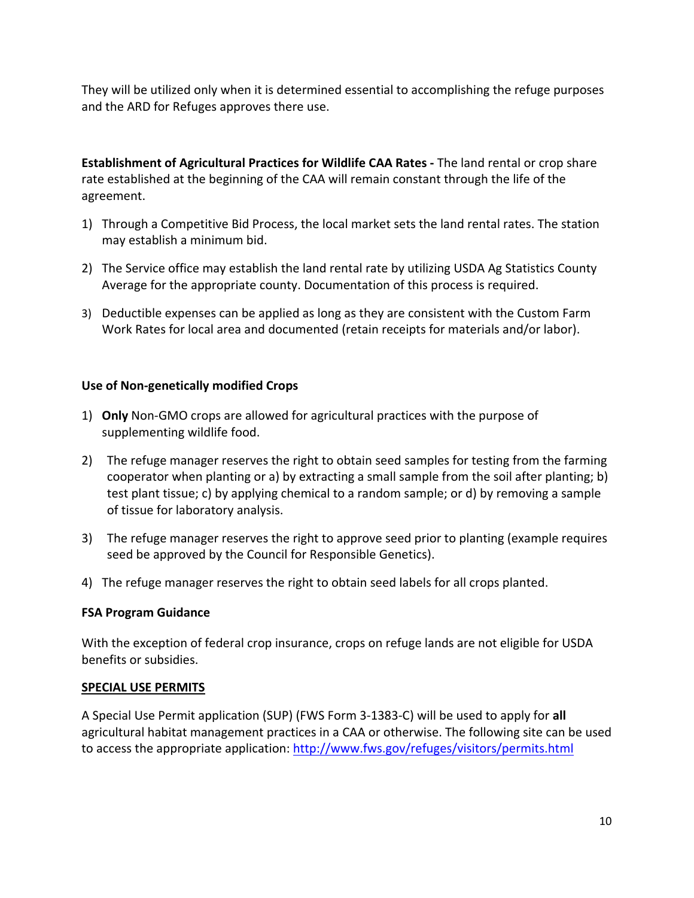They will be utilized only when it is determined essential to accomplishing the refuge purposes and the ARD for Refuges approves there use.

**Establishment of Agricultural Practices for Wildlife CAA Rates -** The land rental or crop share rate established at the beginning of the CAA will remain constant through the life of the agreement.

1) Through a Competitive Bid Process, the local market sets the land rental rates. The station may establish a minimum bid.
2) The Service office may establish the land rental rate by utilizing USDA Ag Statistics County Average for the appropriate county. Documentation of this process is required.
3) Deductible expenses can be applied as long as they are consistent with the Custom Farm Work Rates for local area and documented (retain receipts for materials and/or labor).

**Use of Non-genetically modified Crops**

1) **Only** Non-GMO crops are allowed for agricultural practices with the purpose of supplementing wildlife food.
2) The refuge manager reserves the right to obtain seed samples for testing from the farming cooperator when planting or a) by extracting a small sample from the soil after planting; b) test plant tissue; c) by applying chemical to a random sample; or d) by removing a sample of tissue for laboratory analysis.
3) The refuge manager reserves the right to approve seed prior to planting (example requires seed be approved by the Council for Responsible Genetics).
4) The refuge manager reserves the right to obtain seed labels for all crops planted.

**FSA Program Guidance**

With the exception of federal crop insurance, crops on refuge lands are not eligible for USDA benefits or subsidies.

**SPECIAL USE PERMITS**

A Special Use Permit application (SUP) (FWS Form 3-1383-C) will be used to apply for **all** agricultural habitat management practices in a CAA or otherwise. The following site can be used to access the appropriate application: http://www.fws.gov/refuges/visitors/permits.html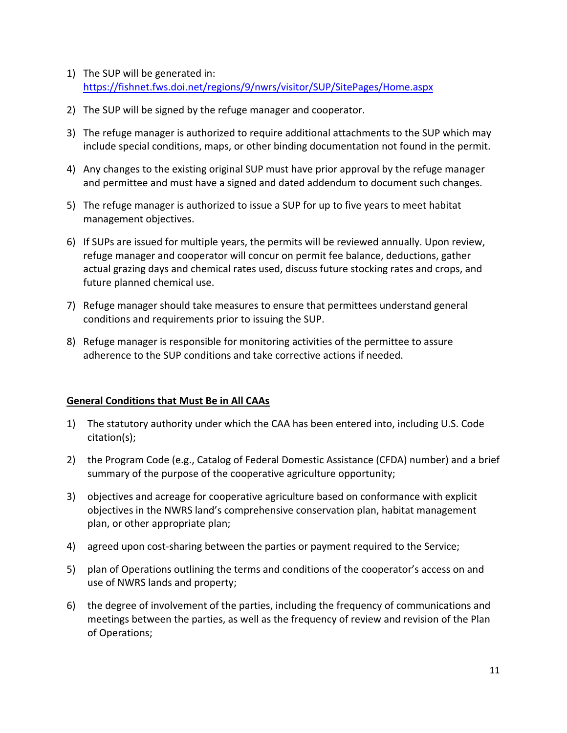1) The SUP will be generated in: https://fishnet.fws.doi.net/regions/9/nwrs/visitor/SUP/SitePages/Home.aspx
2) The SUP will be signed by the refuge manager and cooperator.
3) The refuge manager is authorized to require additional attachments to the SUP which may include special conditions, maps, or other binding documentation not found in the permit.
4) Any changes to the existing original SUP must have prior approval by the refuge manager and permittee and must have a signed and dated addendum to document such changes.
5) The refuge manager is authorized to issue a SUP for up to five years to meet habitat management objectives.
6) If SUPs are issued for multiple years, the permits will be reviewed annually. Upon review, refuge manager and cooperator will concur on permit fee balance, deductions, gather actual grazing days and chemical rates used, discuss future stocking rates and crops, and future planned chemical use.
7) Refuge manager should take measures to ensure that permittees understand general conditions and requirements prior to issuing the SUP.
8) Refuge manager is responsible for monitoring activities of the permittee to assure adherence to the SUP conditions and take corrective actions if needed.

**General Conditions that Must Be in All CAAs**

1) The statutory authority under which the CAA has been entered into, including U.S. Code citation(s);
2) the Program Code (e.g., Catalog of Federal Domestic Assistance (CFDA) number) and a brief summary of the purpose of the cooperative agriculture opportunity;
3) objectives and acreage for cooperative agriculture based on conformance with explicit objectives in the NWRS land's comprehensive conservation plan, habitat management plan, or other appropriate plan;
4) agreed upon cost-sharing between the parties or payment required to the Service;
5) plan of Operations outlining the terms and conditions of the cooperator's access on and use of NWRS lands and property;
6) the degree of involvement of the parties, including the frequency of communications and meetings between the parties, as well as the frequency of review and revision of the Plan of Operations;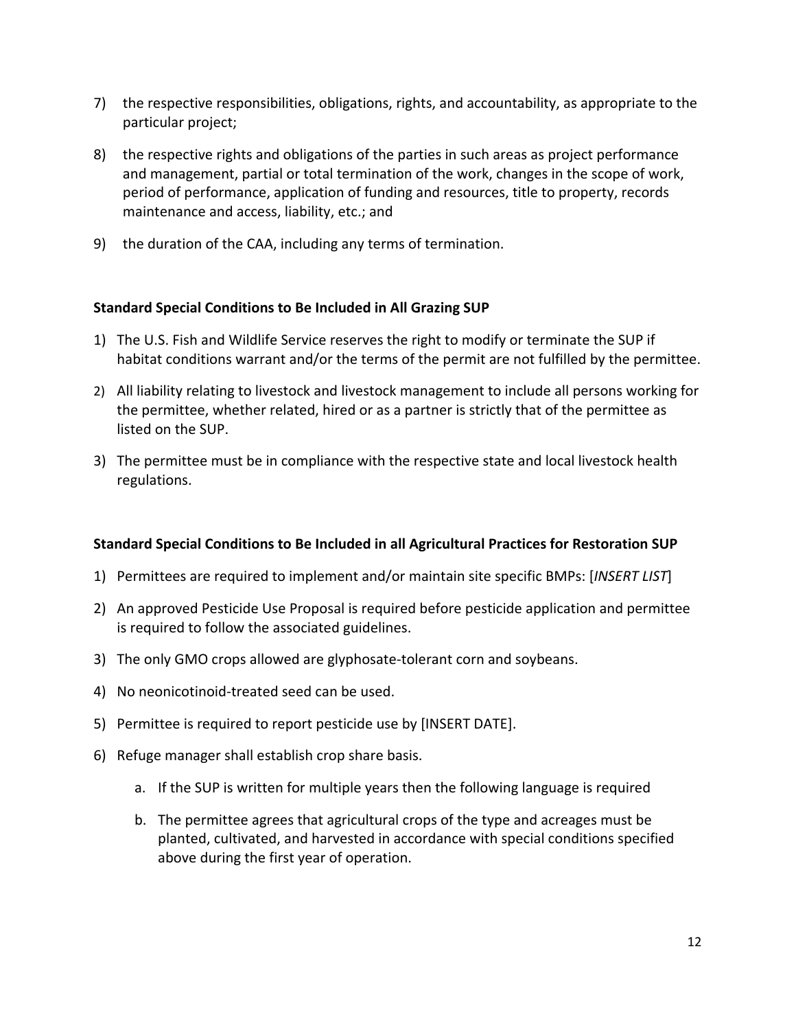7) the respective responsibilities, obligations, rights, and accountability, as appropriate to the particular project;

8) the respective rights and obligations of the parties in such areas as project performance and management, partial or total termination of the work, changes in the scope of work, period of performance, application of funding and resources, title to property, records maintenance and access, liability, etc.; and

9) the duration of the CAA, including any terms of termination.

**Standard Special Conditions to Be Included in All Grazing SUP**

1) The U.S. Fish and Wildlife Service reserves the right to modify or terminate the SUP if habitat conditions warrant and/or the terms of the permit are not fulfilled by the permittee.
2) All liability relating to livestock and livestock management to include all persons working for the permittee, whether related, hired or as a partner is strictly that of the permittee as listed on the SUP.
3) The permittee must be in compliance with the respective state and local livestock health regulations.

**Standard Special Conditions to Be Included in all Agricultural Practices for Restoration SUP**

1) Permittees are required to implement and/or maintain site specific BMPs: [*INSERT LIST*]
2) An approved Pesticide Use Proposal is required before pesticide application and permittee is required to follow the associated guidelines.
3) The only GMO crops allowed are glyphosate-tolerant corn and soybeans.
4) No neonicotinoid-treated seed can be used.
5) Permittee is required to report pesticide use by [INSERT DATE].
6) Refuge manager shall establish crop share basis.
    a. If the SUP is written for multiple years then the following language is required
    b. The permittee agrees that agricultural crops of the type and acreages must be planted, cultivated, and harvested in accordance with special conditions specified above during the first year of operation.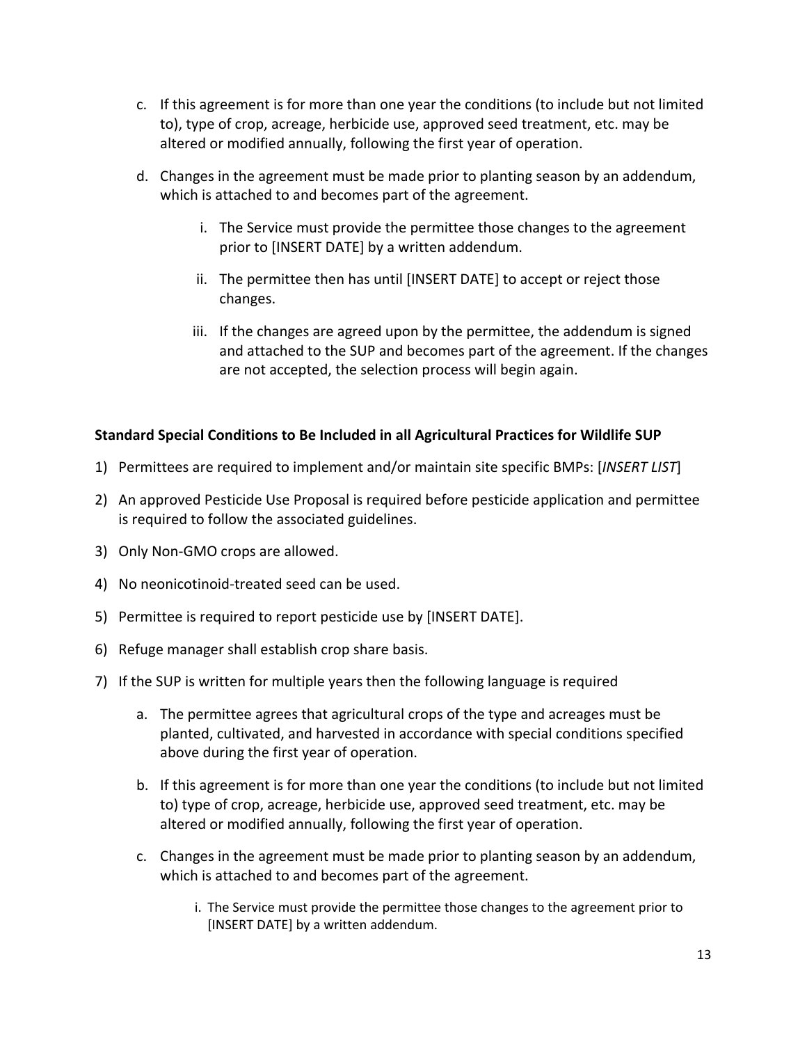c. If this agreement is for more than one year the conditions (to include but not limited to), type of crop, acreage, herbicide use, approved seed treatment, etc. may be altered or modified annually, following the first year of operation.

d. Changes in the agreement must be made prior to planting season by an addendum, which is attached to and becomes part of the agreement.

   i. The Service must provide the permittee those changes to the agreement prior to [INSERT DATE] by a written addendum.

   ii. The permittee then has until [INSERT DATE] to accept or reject those changes.

   iii. If the changes are agreed upon by the permittee, the addendum is signed and attached to the SUP and becomes part of the agreement. If the changes are not accepted, the selection process will begin again.

**Standard Special Conditions to Be Included in all Agricultural Practices for Wildlife SUP**

1) Permittees are required to implement and/or maintain site specific BMPs: [*INSERT LIST*]
2) An approved Pesticide Use Proposal is required before pesticide application and permittee is required to follow the associated guidelines.
3) Only Non-GMO crops are allowed.
4) No neonicotinoid-treated seed can be used.
5) Permittee is required to report pesticide use by [INSERT DATE].
6) Refuge manager shall establish crop share basis.
7) If the SUP is written for multiple years then the following language is required

   a. The permittee agrees that agricultural crops of the type and acreages must be planted, cultivated, and harvested in accordance with special conditions specified above during the first year of operation.

   b. If this agreement is for more than one year the conditions (to include but not limited to) type of crop, acreage, herbicide use, approved seed treatment, etc. may be altered or modified annually, following the first year of operation.

   c. Changes in the agreement must be made prior to planting season by an addendum, which is attached to and becomes part of the agreement.

      i. The Service must provide the permittee those changes to the agreement prior to [INSERT DATE] by a written addendum.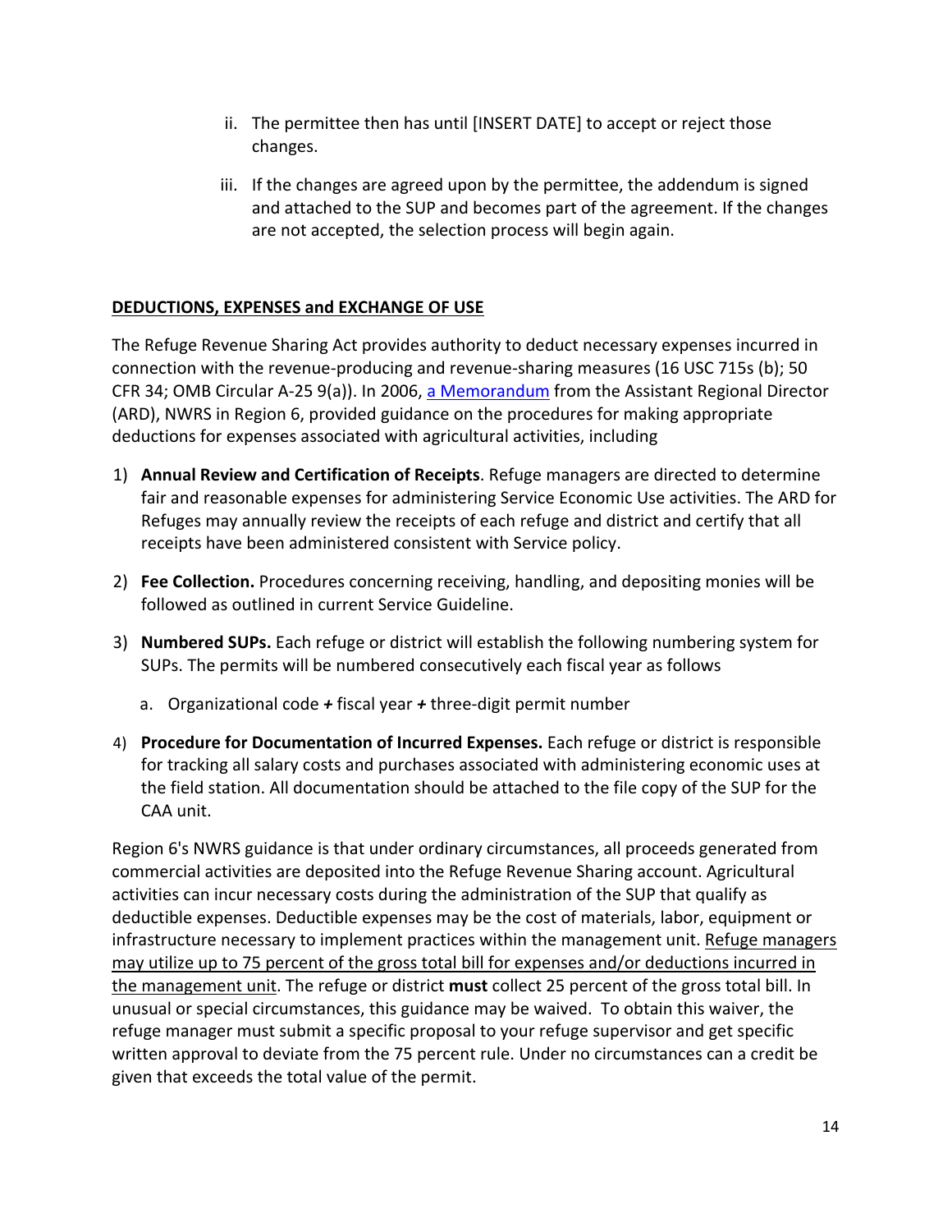ii. The permittee then has until [INSERT DATE] to accept or reject those changes.

iii. If the changes are agreed upon by the permittee, the addendum is signed and attached to the SUP and becomes part of the agreement. If the changes are not accepted, the selection process will begin again.

## DEDUCTIONS, EXPENSES and EXCHANGE OF USE

The Refuge Revenue Sharing Act provides authority to deduct necessary expenses incurred in connection with the revenue-producing and revenue-sharing measures (16 USC 715s (b); 50 CFR 34; OMB Circular A-25 9(a)). In 2006, a Memorandum from the Assistant Regional Director (ARD), NWRS in Region 6, provided guidance on the procedures for making appropriate deductions for expenses associated with agricultural activities, including

1) **Annual Review and Certification of Receipts**. Refuge managers are directed to determine fair and reasonable expenses for administering Service Economic Use activities. The ARD for Refuges may annually review the receipts of each refuge and district and certify that all receipts have been administered consistent with Service policy.

2) **Fee Collection.** Procedures concerning receiving, handling, and depositing monies will be followed as outlined in current Service Guideline.

3) **Numbered SUPs.** Each refuge or district will establish the following numbering system for SUPs. The permits will be numbered consecutively each fiscal year as follows

   a. Organizational code *+* fiscal year *+* three-digit permit number

4) **Procedure for Documentation of Incurred Expenses.** Each refuge or district is responsible for tracking all salary costs and purchases associated with administering economic uses at the field station. All documentation should be attached to the file copy of the SUP for the CAA unit.

Region 6's NWRS guidance is that under ordinary circumstances, all proceeds generated from commercial activities are deposited into the Refuge Revenue Sharing account. Agricultural activities can incur necessary costs during the administration of the SUP that qualify as deductible expenses. Deductible expenses may be the cost of materials, labor, equipment or infrastructure necessary to implement practices within the management unit. Refuge managers may utilize up to 75 percent of the gross total bill for expenses and/or deductions incurred in the management unit. The refuge or district **must** collect 25 percent of the gross total bill. In unusual or special circumstances, this guidance may be waived. To obtain this waiver, the refuge manager must submit a specific proposal to your refuge supervisor and get specific written approval to deviate from the 75 percent rule. Under no circumstances can a credit be given that exceeds the total value of the permit.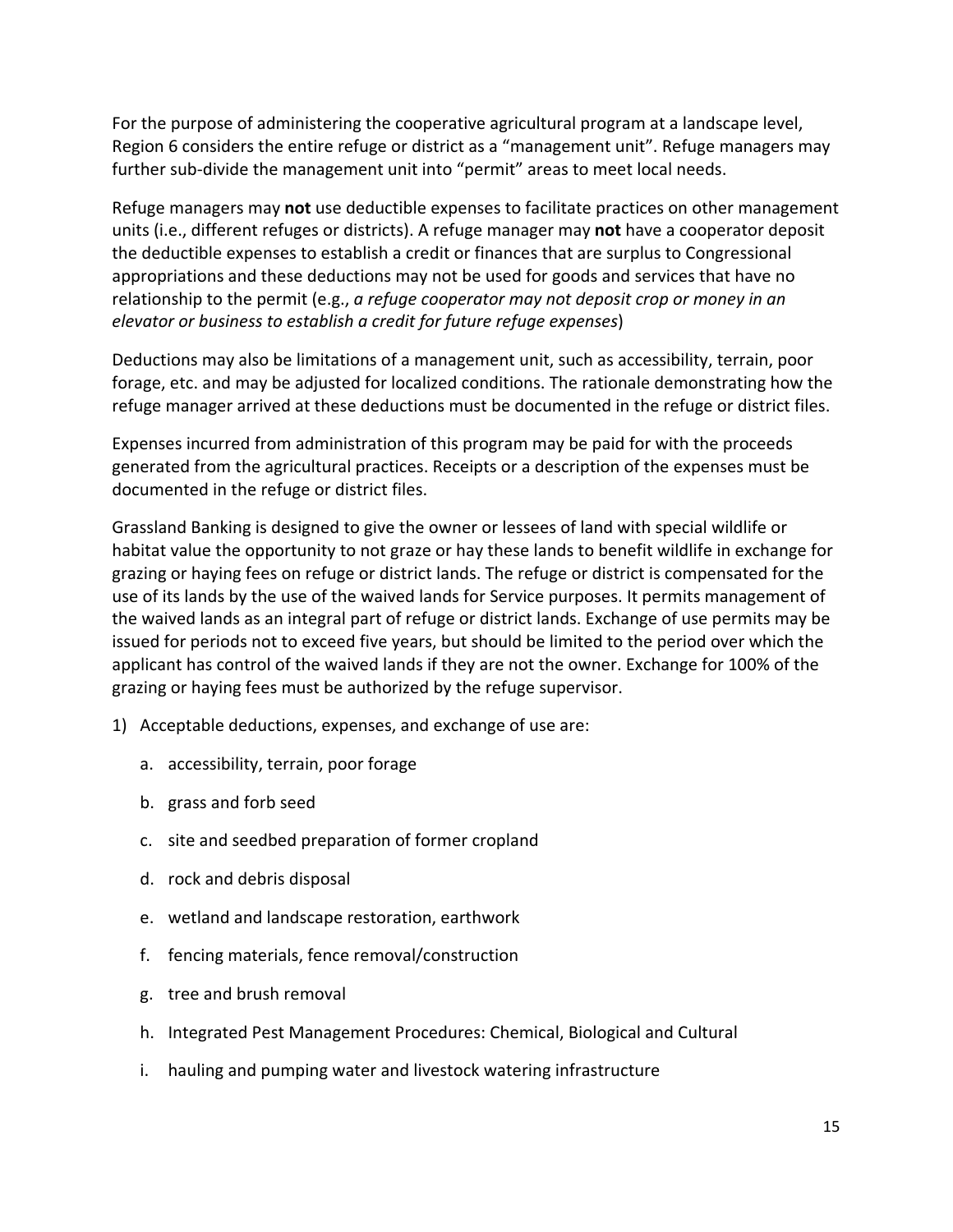For the purpose of administering the cooperative agricultural program at a landscape level, Region 6 considers the entire refuge or district as a "management unit". Refuge managers may further sub-divide the management unit into "permit" areas to meet local needs.

Refuge managers may **not** use deductible expenses to facilitate practices on other management units (i.e., different refuges or districts). A refuge manager may **not** have a cooperator deposit the deductible expenses to establish a credit or finances that are surplus to Congressional appropriations and these deductions may not be used for goods and services that have no relationship to the permit (e.g., *a refuge cooperator may not deposit crop or money in an elevator or business to establish a credit for future refuge expenses*)

Deductions may also be limitations of a management unit, such as accessibility, terrain, poor forage, etc. and may be adjusted for localized conditions. The rationale demonstrating how the refuge manager arrived at these deductions must be documented in the refuge or district files.

Expenses incurred from administration of this program may be paid for with the proceeds generated from the agricultural practices. Receipts or a description of the expenses must be documented in the refuge or district files.

Grassland Banking is designed to give the owner or lessees of land with special wildlife or habitat value the opportunity to not graze or hay these lands to benefit wildlife in exchange for grazing or haying fees on refuge or district lands. The refuge or district is compensated for the use of its lands by the use of the waived lands for Service purposes. It permits management of the waived lands as an integral part of refuge or district lands. Exchange of use permits may be issued for periods not to exceed five years, but should be limited to the period over which the applicant has control of the waived lands if they are not the owner. Exchange for 100% of the grazing or haying fees must be authorized by the refuge supervisor.

1) Acceptable deductions, expenses, and exchange of use are:
    a. accessibility, terrain, poor forage
    b. grass and forb seed
    c. site and seedbed preparation of former cropland
    d. rock and debris disposal
    e. wetland and landscape restoration, earthwork
    f. fencing materials, fence removal/construction
    g. tree and brush removal
    h. Integrated Pest Management Procedures: Chemical, Biological and Cultural
    i. hauling and pumping water and livestock watering infrastructure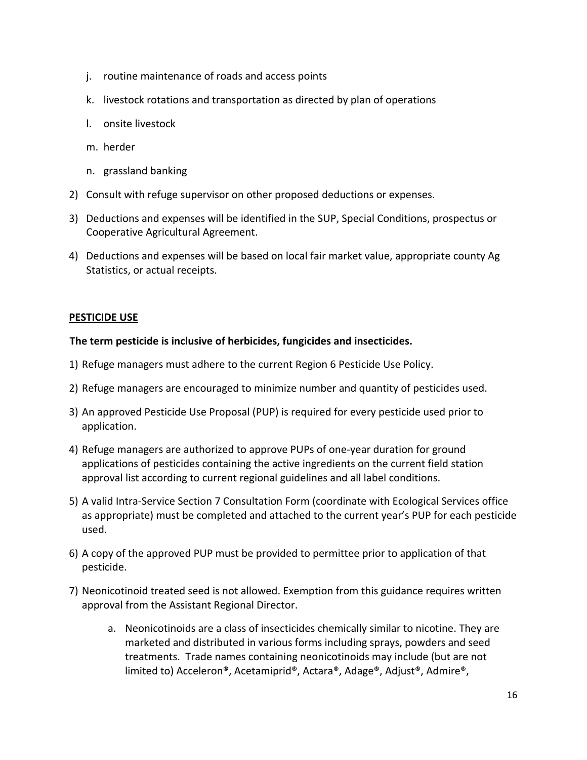j. routine maintenance of roads and access points

k. livestock rotations and transportation as directed by plan of operations

l. onsite livestock

m. herder

n. grassland banking

2) Consult with refuge supervisor on other proposed deductions or expenses.

3) Deductions and expenses will be identified in the SUP, Special Conditions, prospectus or Cooperative Agricultural Agreement.

4) Deductions and expenses will be based on local fair market value, appropriate county Ag Statistics, or actual receipts.

## PESTICIDE USE

**The term pesticide is inclusive of herbicides, fungicides and insecticides.**

1) Refuge managers must adhere to the current Region 6 Pesticide Use Policy.

2) Refuge managers are encouraged to minimize number and quantity of pesticides used.

3) An approved Pesticide Use Proposal (PUP) is required for every pesticide used prior to application.

4) Refuge managers are authorized to approve PUPs of one-year duration for ground applications of pesticides containing the active ingredients on the current field station approval list according to current regional guidelines and all label conditions.

5) A valid Intra-Service Section 7 Consultation Form (coordinate with Ecological Services office as appropriate) must be completed and attached to the current year's PUP for each pesticide used.

6) A copy of the approved PUP must be provided to permittee prior to application of that pesticide.

7) Neonicotinoid treated seed is not allowed. Exemption from this guidance requires written approval from the Assistant Regional Director.

   a. Neonicotinoids are a class of insecticides chemically similar to nicotine. They are marketed and distributed in various forms including sprays, powders and seed treatments. Trade names containing neonicotinoids may include (but are not limited to) Acceleron®, Acetamiprid®, Actara®, Adage®, Adjust®, Admire®,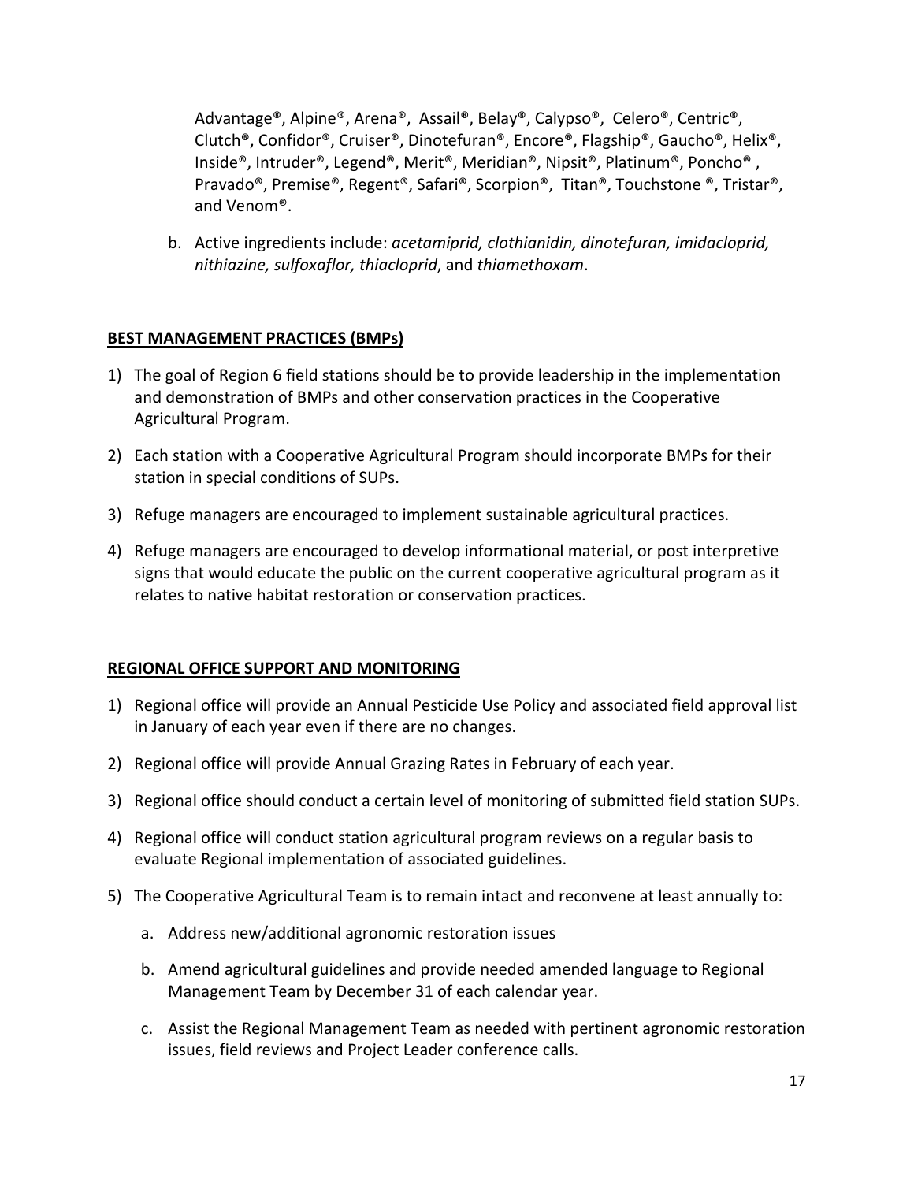Advantage®, Alpine®, Arena®, Assail®, Belay®, Calypso®, Celero®, Centric®, Clutch®, Confidor®, Cruiser®, Dinotefuran®, Encore®, Flagship®, Gaucho®, Helix®, Inside®, Intruder®, Legend®, Merit®, Meridian®, Nipsit®, Platinum®, Poncho®, Pravado®, Premise®, Regent®, Safari®, Scorpion®, Titan®, Touchstone ®, Tristar®, and Venom®.

b. Active ingredients include: *acetamiprid, clothianidin, dinotefuran, imidacloprid, nithiazine, sulfoxaflor, thiacloprid*, and *thiamethoxam*.

**BEST MANAGEMENT PRACTICES (BMPs)**

1) The goal of Region 6 field stations should be to provide leadership in the implementation and demonstration of BMPs and other conservation practices in the Cooperative Agricultural Program.
2) Each station with a Cooperative Agricultural Program should incorporate BMPs for their station in special conditions of SUPs.
3) Refuge managers are encouraged to implement sustainable agricultural practices.
4) Refuge managers are encouraged to develop informational material, or post interpretive signs that would educate the public on the current cooperative agricultural program as it relates to native habitat restoration or conservation practices.

**REGIONAL OFFICE SUPPORT AND MONITORING**

1) Regional office will provide an Annual Pesticide Use Policy and associated field approval list in January of each year even if there are no changes.
2) Regional office will provide Annual Grazing Rates in February of each year.
3) Regional office should conduct a certain level of monitoring of submitted field station SUPs.
4) Regional office will conduct station agricultural program reviews on a regular basis to evaluate Regional implementation of associated guidelines.
5) The Cooperative Agricultural Team is to remain intact and reconvene at least annually to:
    a. Address new/additional agronomic restoration issues
    b. Amend agricultural guidelines and provide needed amended language to Regional Management Team by December 31 of each calendar year.
    c. Assist the Regional Management Team as needed with pertinent agronomic restoration issues, field reviews and Project Leader conference calls.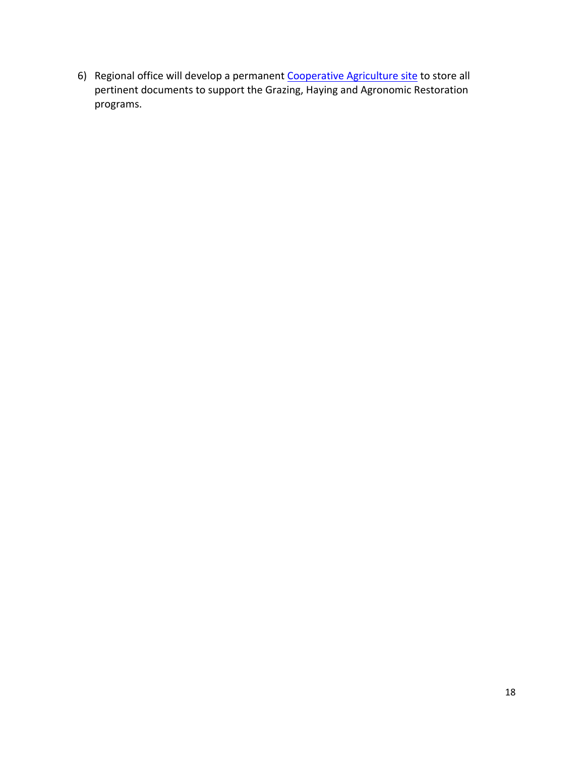6) Regional office will develop a permanent Cooperative Agriculture site to store all pertinent documents to support the Grazing, Haying and Agronomic Restoration programs.